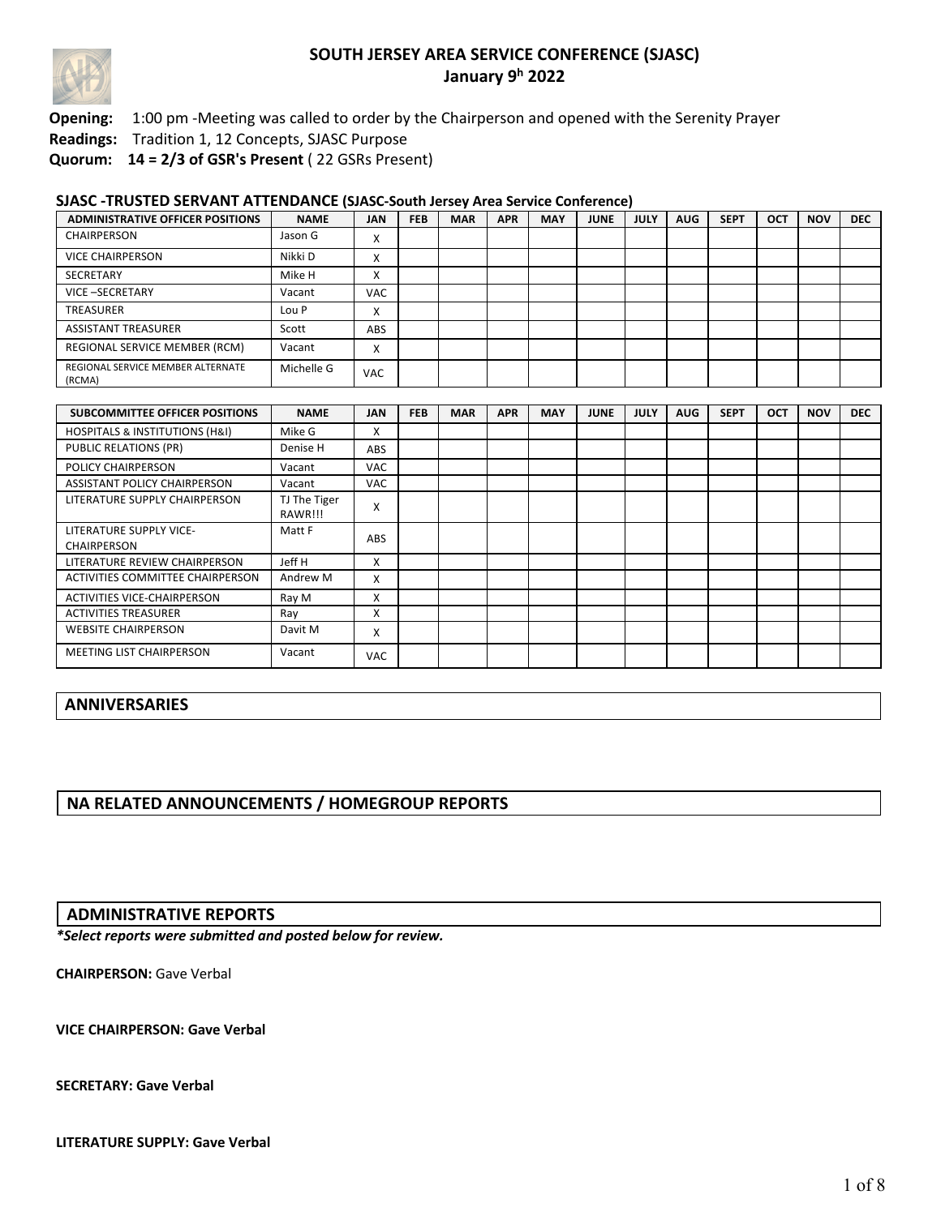# SOUTH JERSEY AREA SERVICE CONFERENCE (SJASC)

## January 9h 2022

**Opening:** 1:00 pm -Meeting was called to order by the Chairperson and opened with the Serenity Prayer

**Readings:** Tradition 1, 12 Concepts, SJASC Purpose

**Quorum: 14 = 2/3 of GSR's Present** ( 22 GSRs Present)

**SJASC -TRUSTED SERVANT ATTENDANCE (SJASC-South Jersey Area Service Conference)**

| ADMINISTRATIVE OFFICER POSITIONS | NAME | JAN | FEB | MAR | APR | MAY | JUNE | JULY | AUG | SEPT | OCT | NOV | DEC |
|---|---|---|---|---|---|---|---|---|---|---|---|---|---|
| CHAIRPERSON | Jason G | X | | | | | | | | | | | |
| VICE CHAIRPERSON | Nikki D | X | | | | | | | | | | | |
| SECRETARY | Mike H | X | | | | | | | | | | | |
| VICE –SECRETARY | Vacant | VAC | | | | | | | | | | | |
| TREASURER | Lou P | X | | | | | | | | | | | |
| ASSISTANT TREASURER | Scott | ABS | | | | | | | | | | | |
| REGIONAL SERVICE MEMBER (RCM) | Vacant | X | | | | | | | | | | | |
| REGIONAL SERVICE MEMBER ALTERNATE (RCMA) | Michelle G | VAC | | | | | | | | | | | |

| SUBCOMMITTEE OFFICER POSITIONS | NAME | JAN | FEB | MAR | APR | MAY | JUNE | JULY | AUG | SEPT | OCT | NOV | DEC |
|---|---|---|---|---|---|---|---|---|---|---|---|---|---|
| HOSPITALS & INSTITUTIONS (H&I) | Mike G | X | | | | | | | | | | | |
| PUBLIC RELATIONS (PR) | Denise H | ABS | | | | | | | | | | | |
| POLICY CHAIRPERSON | Vacant | VAC | | | | | | | | | | | |
| ASSISTANT POLICY CHAIRPERSON | Vacant | VAC | | | | | | | | | | | |
| LITERATURE SUPPLY CHAIRPERSON | TJ The Tiger RAWR!!! | X | | | | | | | | | | | |
| LITERATURE SUPPLY VICE-CHAIRPERSON | Matt F | ABS | | | | | | | | | | | |
| LITERATURE REVIEW CHAIRPERSON | Jeff H | X | | | | | | | | | | | |
| ACTIVITIES COMMITTEE CHAIRPERSON | Andrew M | X | | | | | | | | | | | |
| ACTIVITIES VICE-CHAIRPERSON | Ray M | X | | | | | | | | | | | |
| ACTIVITIES TREASURER | Ray | X | | | | | | | | | | | |
| WEBSITE CHAIRPERSON | Davit M | X | | | | | | | | | | | |
| MEETING LIST CHAIRPERSON | Vacant | VAC | | | | | | | | | | | |

## ANNIVERSARIES

## NA RELATED ANNOUNCEMENTS / HOMEGROUP REPORTS

## ADMINISTRATIVE REPORTS

***Select reports were submitted and posted below for review.***

**CHAIRPERSON:** Gave Verbal

**VICE CHAIRPERSON: Gave Verbal**

**SECRETARY: Gave Verbal**

**LITERATURE SUPPLY: Gave Verbal**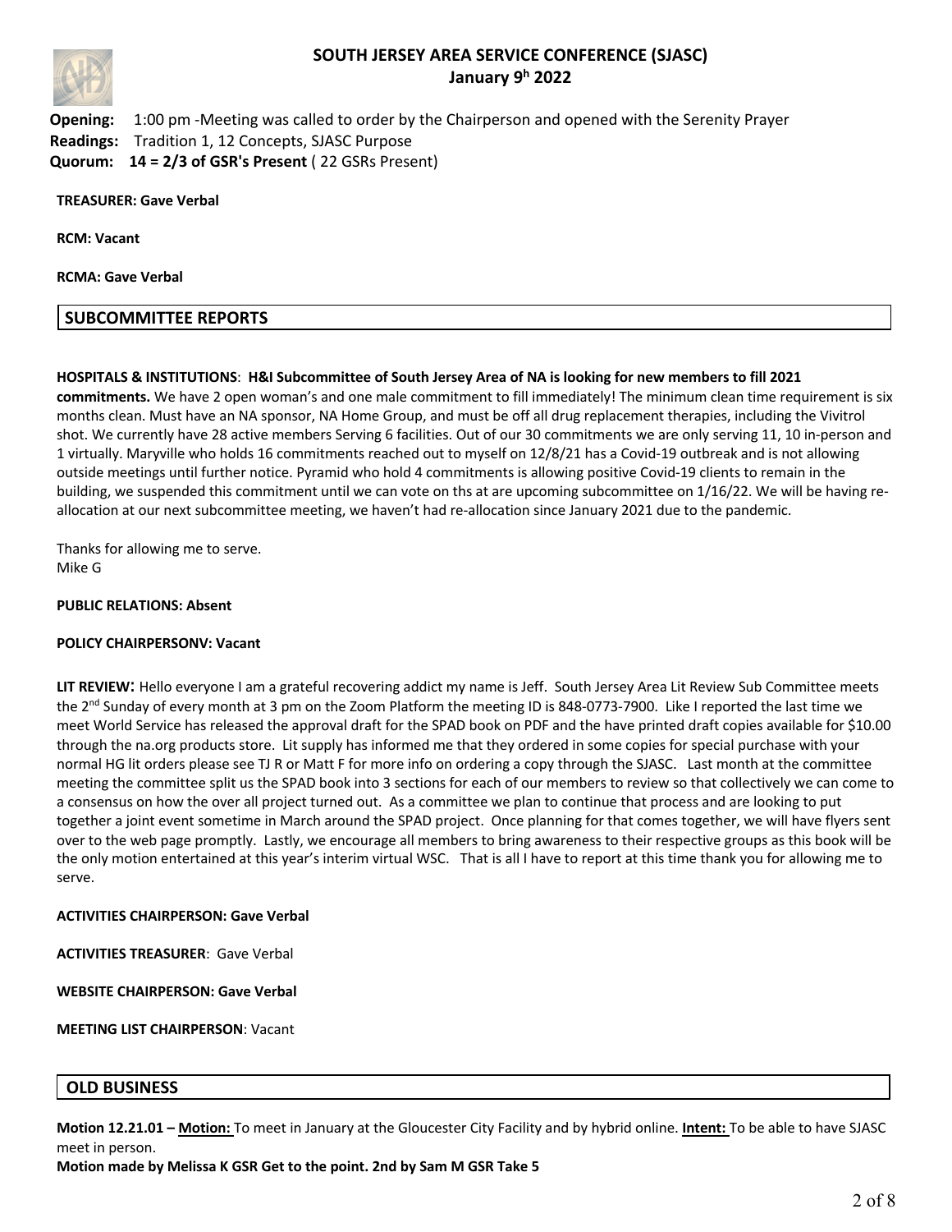# SOUTH JERSEY AREA SERVICE CONFERENCE (SJASC)

## January 9h 2022

**Opening:** 1:00 pm -Meeting was called to order by the Chairperson and opened with the Serenity Prayer
**Readings:** Tradition 1, 12 Concepts, SJASC Purpose
**Quorum:** **14 = 2/3 of GSR's Present** ( 22 GSRs Present)

**TREASURER: Gave Verbal**

**RCM: Vacant**

**RCMA: Gave Verbal**

## SUBCOMMITTEE REPORTS

**HOSPITALS & INSTITUTIONS**: **H&I Subcommittee of South Jersey Area of NA is looking for new members to fill 2021 commitments.** We have 2 open woman's and one male commitment to fill immediately! The minimum clean time requirement is six months clean. Must have an NA sponsor, NA Home Group, and must be off all drug replacement therapies, including the Vivitrol shot. We currently have 28 active members Serving 6 facilities. Out of our 30 commitments we are only serving 11, 10 in-person and 1 virtually. Maryville who holds 16 commitments reached out to myself on 12/8/21 has a Covid-19 outbreak and is not allowing outside meetings until further notice. Pyramid who hold 4 commitments is allowing positive Covid-19 clients to remain in the building, we suspended this commitment until we can vote on ths at are upcoming subcommittee on 1/16/22. We will be having re-allocation at our next subcommittee meeting, we haven't had re-allocation since January 2021 due to the pandemic.

Thanks for allowing me to serve.
Mike G

**PUBLIC RELATIONS: Absent**

**POLICY CHAIRPERSONV: Vacant**

**LIT REVIEW**: Hello everyone I am a grateful recovering addict my name is Jeff. South Jersey Area Lit Review Sub Committee meets the 2nd Sunday of every month at 3 pm on the Zoom Platform the meeting ID is 848-0773-7900. Like I reported the last time we meet World Service has released the approval draft for the SPAD book on PDF and the have printed draft copies available for $10.00 through the na.org products store. Lit supply has informed me that they ordered in some copies for special purchase with your normal HG lit orders please see TJ R or Matt F for more info on ordering a copy through the SJASC. Last month at the committee meeting the committee split us the SPAD book into 3 sections for each of our members to review so that collectively we can come to a consensus on how the over all project turned out. As a committee we plan to continue that process and are looking to put together a joint event sometime in March around the SPAD project. Once planning for that comes together, we will have flyers sent over to the web page promptly. Lastly, we encourage all members to bring awareness to their respective groups as this book will be the only motion entertained at this year's interim virtual WSC. That is all I have to report at this time thank you for allowing me to serve.

**ACTIVITIES CHAIRPERSON: Gave Verbal**

**ACTIVITIES TREASURER**: Gave Verbal

**WEBSITE CHAIRPERSON: Gave Verbal**

**MEETING LIST CHAIRPERSON**: Vacant

## OLD BUSINESS

**Motion 12.21.01 – Motion:** To meet in January at the Gloucester City Facility and by hybrid online. **Intent:** To be able to have SJASC meet in person.
**Motion made by Melissa K GSR Get to the point. 2nd by Sam M GSR Take 5**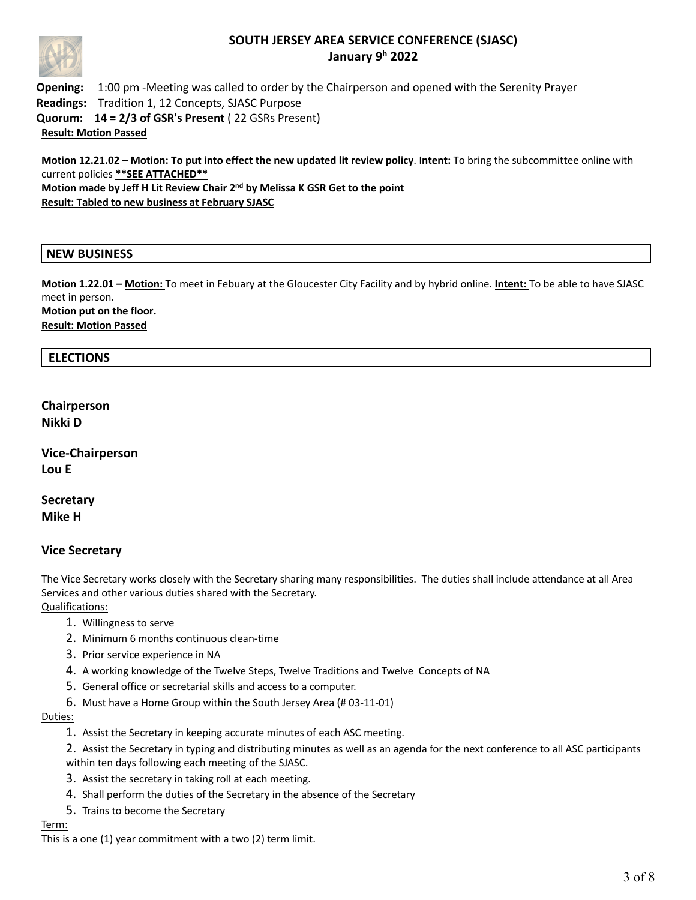## SOUTH JERSEY AREA SERVICE CONFERENCE (SJASC)
## January 9h 2022

**Opening:** 1:00 pm -Meeting was called to order by the Chairperson and opened with the Serenity Prayer
**Readings:** Tradition 1, 12 Concepts, SJASC Purpose
**Quorum: 14 = 2/3 of GSR's Present** ( 22 GSRs Present)
**Result: Motion Passed**

**Motion 12.21.02 – Motion: To put into effect the new updated lit review policy**. **Intent:** To bring the subcommittee online with current policies **\*\*SEE ATTACHED\*\***
**Motion made by Jeff H Lit Review Chair 2nd by Melissa K GSR Get to the point**
**Result: Tabled to new business at February SJASC**

## NEW BUSINESS

**Motion 1.22.01 – Motion:** To meet in Febuary at the Gloucester City Facility and by hybrid online. **Intent:** To be able to have SJASC meet in person.
**Motion put on the floor.**
**Result: Motion Passed**

## ELECTIONS

**Chairperson**
**Nikki D**

**Vice-Chairperson**
**Lou E**

**Secretary**
**Mike H**

### Vice Secretary

The Vice Secretary works closely with the Secretary sharing many responsibilities. The duties shall include attendance at all Area Services and other various duties shared with the Secretary.

Qualifications:

1. Willingness to serve
2. Minimum 6 months continuous clean-time
3. Prior service experience in NA
4. A working knowledge of the Twelve Steps, Twelve Traditions and Twelve Concepts of NA
5. General office or secretarial skills and access to a computer.
6. Must have a Home Group within the South Jersey Area (# 03-11-01)

Duties:

1. Assist the Secretary in keeping accurate minutes of each ASC meeting.
2. Assist the Secretary in typing and distributing minutes as well as an agenda for the next conference to all ASC participants within ten days following each meeting of the SJASC.
3. Assist the secretary in taking roll at each meeting.
4. Shall perform the duties of the Secretary in the absence of the Secretary
5. Trains to become the Secretary

Term:

This is a one (1) year commitment with a two (2) term limit.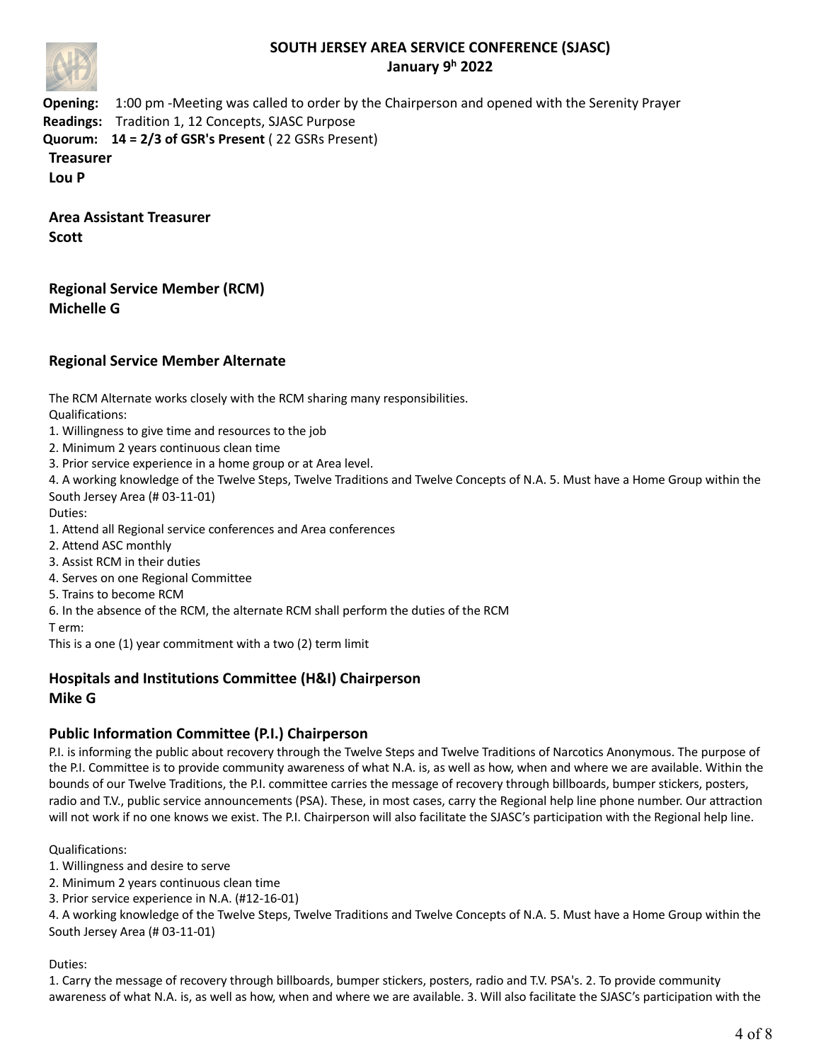# SOUTH JERSEY AREA SERVICE CONFERENCE (SJASC)

**January 9h 2022**

**Opening:** 1:00 pm -Meeting was called to order by the Chairperson and opened with the Serenity Prayer
**Readings:** Tradition 1, 12 Concepts, SJASC Purpose
**Quorum:** **14 = 2/3 of GSR's Present** ( 22 GSRs Present)

**Treasurer**
**Lou P**

**Area Assistant Treasurer**
**Scott**

### Regional Service Member (RCM)
**Michelle G**

### Regional Service Member Alternate

The RCM Alternate works closely with the RCM sharing many responsibilities.

Qualifications:

1. Willingness to give time and resources to the job
2. Minimum 2 years continuous clean time
3. Prior service experience in a home group or at Area level.
4. A working knowledge of the Twelve Steps, Twelve Traditions and Twelve Concepts of N.A. 5. Must have a Home Group within the South Jersey Area (# 03-11-01)

Duties:

1. Attend all Regional service conferences and Area conferences
2. Attend ASC monthly
3. Assist RCM in their duties
4. Serves on one Regional Committee
5. Trains to become RCM
6. In the absence of the RCM, the alternate RCM shall perform the duties of the RCM

T erm:

This is a one (1) year commitment with a two (2) term limit

### Hospitals and Institutions Committee (H&I) Chairperson
**Mike G**

### Public Information Committee (P.I.) Chairperson

P.I. is informing the public about recovery through the Twelve Steps and Twelve Traditions of Narcotics Anonymous. The purpose of the P.I. Committee is to provide community awareness of what N.A. is, as well as how, when and where we are available. Within the bounds of our Twelve Traditions, the P.I. committee carries the message of recovery through billboards, bumper stickers, posters, radio and T.V., public service announcements (PSA). These, in most cases, carry the Regional help line phone number. Our attraction will not work if no one knows we exist. The P.I. Chairperson will also facilitate the SJASC's participation with the Regional help line.

Qualifications:

1. Willingness and desire to serve
2. Minimum 2 years continuous clean time
3. Prior service experience in N.A. (#12-16-01)
4. A working knowledge of the Twelve Steps, Twelve Traditions and Twelve Concepts of N.A. 5. Must have a Home Group within the South Jersey Area (# 03-11-01)

Duties:

1. Carry the message of recovery through billboards, bumper stickers, posters, radio and T.V. PSA's. 2. To provide community awareness of what N.A. is, as well as how, when and where we are available. 3. Will also facilitate the SJASC's participation with the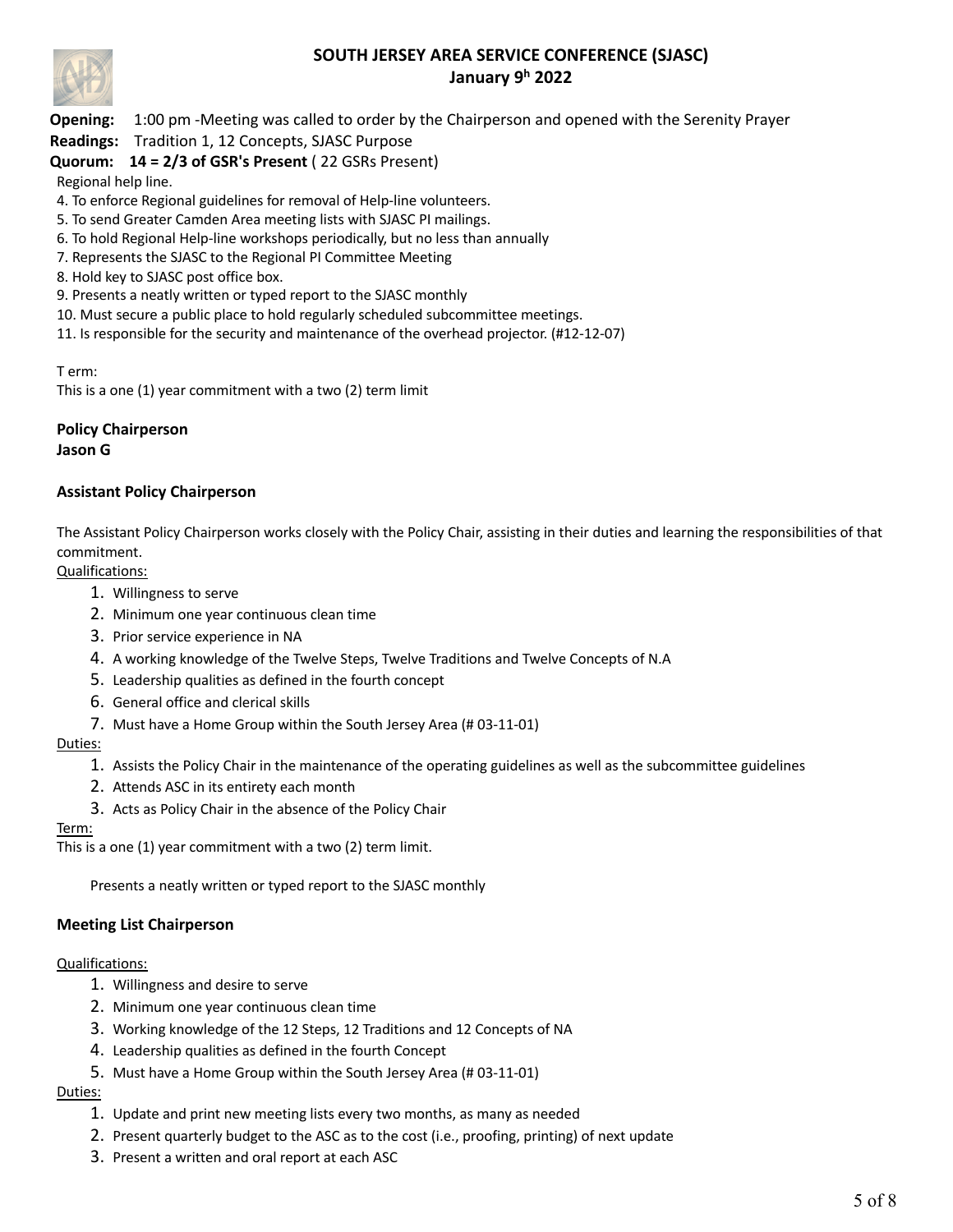# SOUTH JERSEY AREA SERVICE CONFERENCE (SJASC)
## January 9h 2022

**Opening:** 1:00 pm -Meeting was called to order by the Chairperson and opened with the Serenity Prayer
**Readings:** Tradition 1, 12 Concepts, SJASC Purpose
**Quorum: 14 = 2/3 of GSR's Present** ( 22 GSRs Present)

Regional help line.

4. To enforce Regional guidelines for removal of Help-line volunteers.
5. To send Greater Camden Area meeting lists with SJASC PI mailings.
6. To hold Regional Help-line workshops periodically, but no less than annually
7. Represents the SJASC to the Regional PI Committee Meeting
8. Hold key to SJASC post office box.
9. Presents a neatly written or typed report to the SJASC monthly
10. Must secure a public place to hold regularly scheduled subcommittee meetings.
11. Is responsible for the security and maintenance of the overhead projector. (#12-12-07)

T erm:
This is a one (1) year commitment with a two (2) term limit

**Policy Chairperson**
**Jason G**

**Assistant Policy Chairperson**

The Assistant Policy Chairperson works closely with the Policy Chair, assisting in their duties and learning the responsibilities of that commitment.

Qualifications:

1. Willingness to serve
2. Minimum one year continuous clean time
3. Prior service experience in NA
4. A working knowledge of the Twelve Steps, Twelve Traditions and Twelve Concepts of N.A
5. Leadership qualities as defined in the fourth concept
6. General office and clerical skills
7. Must have a Home Group within the South Jersey Area (# 03-11-01)

Duties:

1. Assists the Policy Chair in the maintenance of the operating guidelines as well as the subcommittee guidelines
2. Attends ASC in its entirety each month
3. Acts as Policy Chair in the absence of the Policy Chair

Term:
This is a one (1) year commitment with a two (2) term limit.

Presents a neatly written or typed report to the SJASC monthly

**Meeting List Chairperson**

Qualifications:

1. Willingness and desire to serve
2. Minimum one year continuous clean time
3. Working knowledge of the 12 Steps, 12 Traditions and 12 Concepts of NA
4. Leadership qualities as defined in the fourth Concept
5. Must have a Home Group within the South Jersey Area (# 03-11-01)

Duties:

1. Update and print new meeting lists every two months, as many as needed
2. Present quarterly budget to the ASC as to the cost (i.e., proofing, printing) of next update
3. Present a written and oral report at each ASC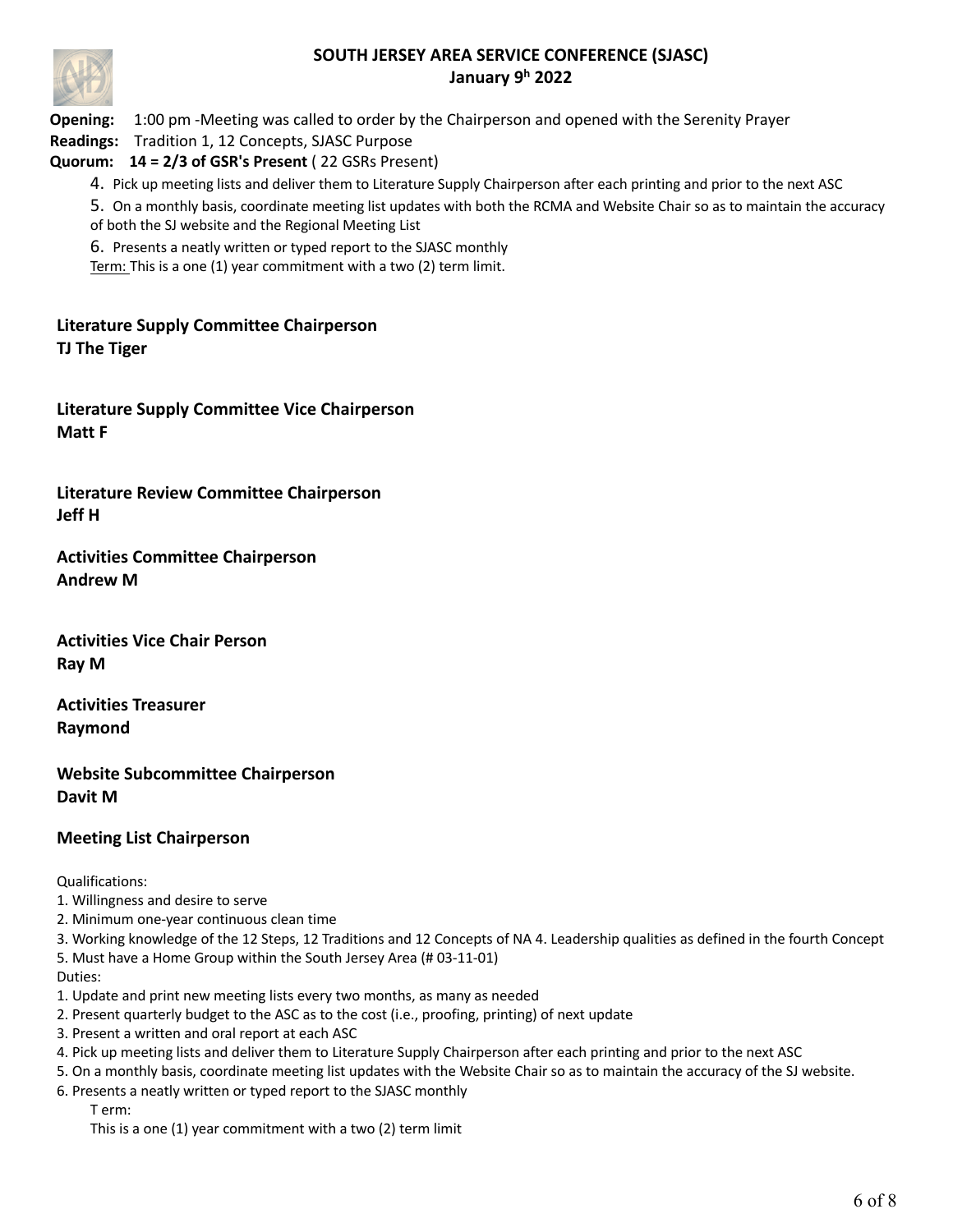**SOUTH JERSEY AREA SERVICE CONFERENCE (SJASC)**
**January 9h 2022**

**Opening:** 1:00 pm -Meeting was called to order by the Chairperson and opened with the Serenity Prayer
**Readings:** Tradition 1, 12 Concepts, SJASC Purpose
**Quorum: 14 = 2/3 of GSR's Present** ( 22 GSRs Present)

4. Pick up meeting lists and deliver them to Literature Supply Chairperson after each printing and prior to the next ASC
5. On a monthly basis, coordinate meeting list updates with both the RCMA and Website Chair so as to maintain the accuracy of both the SJ website and the Regional Meeting List
6. Presents a neatly written or typed report to the SJASC monthly

Term: This is a one (1) year commitment with a two (2) term limit.

**Literature Supply Committee Chairperson**
**TJ The Tiger**

**Literature Supply Committee Vice Chairperson**
**Matt F**

**Literature Review Committee Chairperson**
**Jeff H**

**Activities Committee Chairperson**
**Andrew M**

**Activities Vice Chair Person**
**Ray M**

**Activities Treasurer**
**Raymond**

**Website Subcommittee Chairperson**
**Davit M**

**Meeting List Chairperson**

Qualifications:
1. Willingness and desire to serve
2. Minimum one-year continuous clean time
3. Working knowledge of the 12 Steps, 12 Traditions and 12 Concepts of NA 4. Leadership qualities as defined in the fourth Concept
5. Must have a Home Group within the South Jersey Area (# 03-11-01)

Duties:
1. Update and print new meeting lists every two months, as many as needed
2. Present quarterly budget to the ASC as to the cost (i.e., proofing, printing) of next update
3. Present a written and oral report at each ASC
4. Pick up meeting lists and deliver them to Literature Supply Chairperson after each printing and prior to the next ASC
5. On a monthly basis, coordinate meeting list updates with the Website Chair so as to maintain the accuracy of the SJ website.
6. Presents a neatly written or typed report to the SJASC monthly

T erm:
This is a one (1) year commitment with a two (2) term limit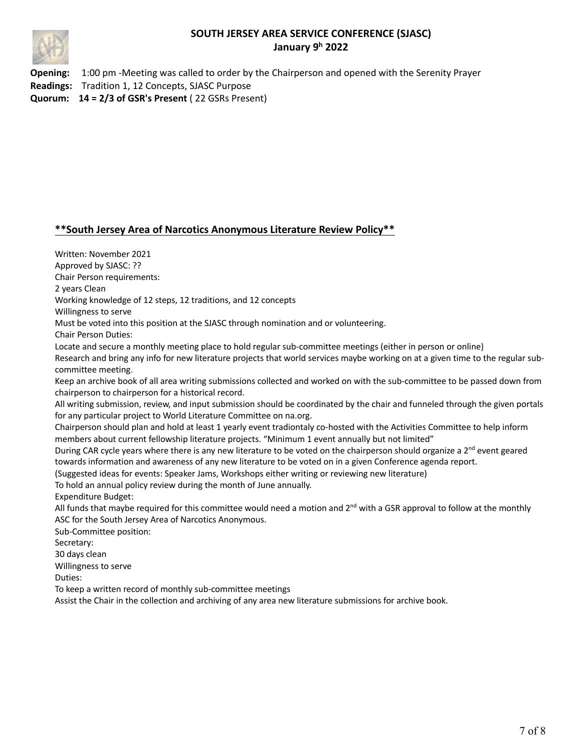# SOUTH JERSEY AREA SERVICE CONFERENCE (SJASC)
## January 9h 2022

**Opening:** 1:00 pm -Meeting was called to order by the Chairperson and opened with the Serenity Prayer
**Readings:** Tradition 1, 12 Concepts, SJASC Purpose
**Quorum:** **14 = 2/3 of GSR's Present** ( 22 GSRs Present)

## **South Jersey Area of Narcotics Anonymous Literature Review Policy**

Written: November 2021
Approved by SJASC: ??
Chair Person requirements:
2 years Clean
Working knowledge of 12 steps, 12 traditions, and 12 concepts
Willingness to serve
Must be voted into this position at the SJASC through nomination and or volunteering.
Chair Person Duties:
Locate and secure a monthly meeting place to hold regular sub-committee meetings (either in person or online)
Research and bring any info for new literature projects that world services maybe working on at a given time to the regular sub-committee meeting.
Keep an archive book of all area writing submissions collected and worked on with the sub-committee to be passed down from chairperson to chairperson for a historical record.
All writing submission, review, and input submission should be coordinated by the chair and funneled through the given portals for any particular project to World Literature Committee on na.org.
Chairperson should plan and hold at least 1 yearly event tradiontaly co-hosted with the Activities Committee to help inform members about current fellowship literature projects. "Minimum 1 event annually but not limited"
During CAR cycle years where there is any new literature to be voted on the chairperson should organize a 2nd event geared towards information and awareness of any new literature to be voted on in a given Conference agenda report.
(Suggested ideas for events: Speaker Jams, Workshops either writing or reviewing new literature)
To hold an annual policy review during the month of June annually.
Expenditure Budget:
All funds that maybe required for this committee would need a motion and 2nd with a GSR approval to follow at the monthly ASC for the South Jersey Area of Narcotics Anonymous.
Sub-Committee position:
Secretary:
30 days clean
Willingness to serve
Duties:
To keep a written record of monthly sub-committee meetings
Assist the Chair in the collection and archiving of any area new literature submissions for archive book.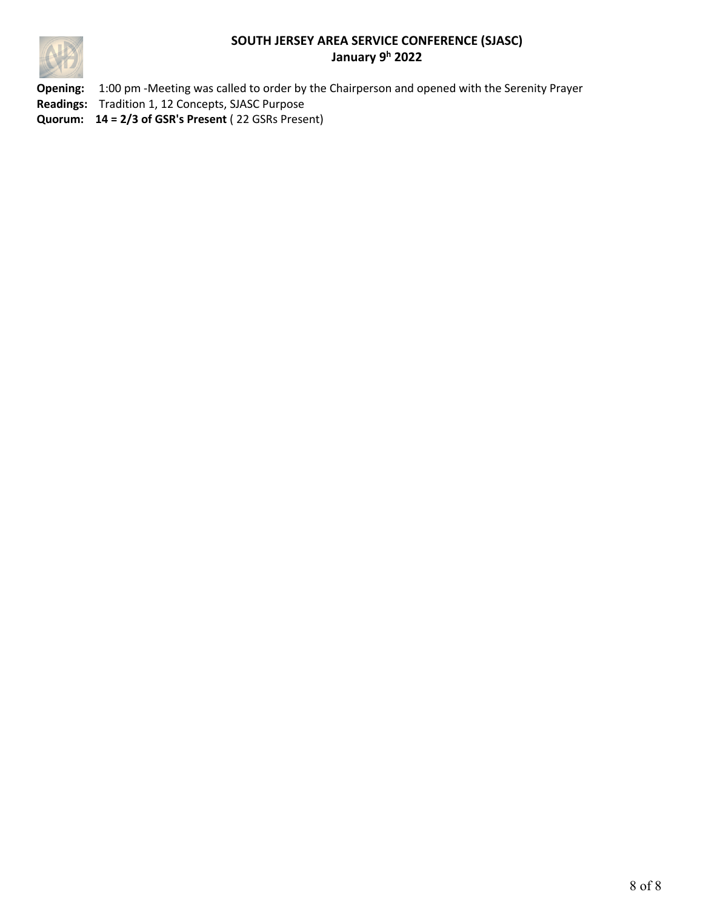**SOUTH JERSEY AREA SERVICE CONFERENCE (SJASC)**
**January 9h 2022**

**Opening:** 1:00 pm -Meeting was called to order by the Chairperson and opened with the Serenity Prayer
**Readings:** Tradition 1, 12 Concepts, SJASC Purpose
**Quorum:** **14 = 2/3 of GSR's Present** ( 22 GSRs Present)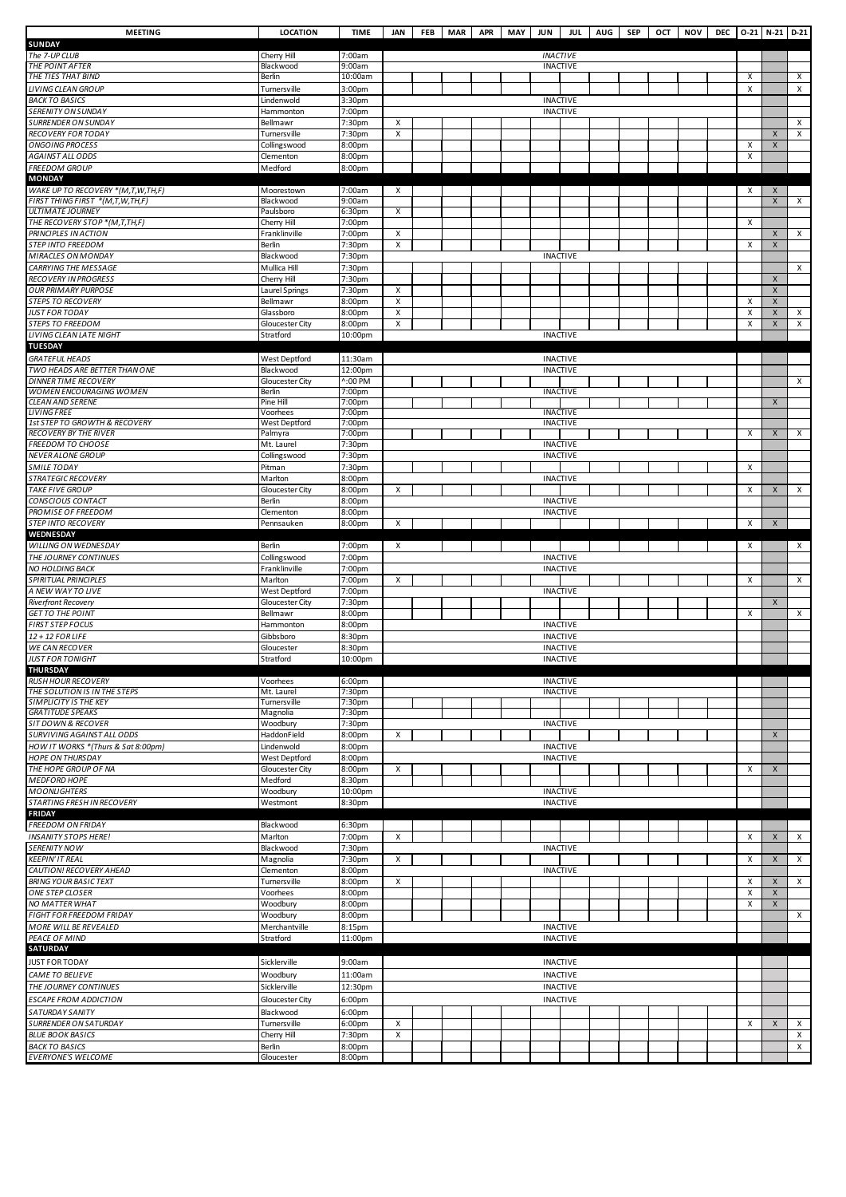| MEETING | LOCATION | TIME | JAN | FEB | MAR | APR | MAY | JUN | JUL | AUG | SEP | OCT | NOV | DEC | O-21 | N-21 | D-21 |
|---|---|---|---|---|---|---|---|---|---|---|---|---|---|---|---|---|---|
| **SUNDAY** | | | | | | | | | | | | | | | | | |
| The 7-UP CLUB | Cherry Hill | 7:00am | INACTIVE | | | | | | | | | | | | | | |
| THE POINT AFTER | Blackwood | 9:00am | INACTIVE | | | | | | | | | | | | | | |
| THE TIES THAT BIND | Berlin | 10:00am | | | | | | | | | | | | | X | | X |
| LIVING CLEAN GROUP | Turnersville | 3:00pm | | | | | | | | | | | | | X | | X |
| BACK TO BASICS | Lindenwold | 3:30pm | INACTIVE | | | | | | | | | | | | | | |
| SERENITY ON SUNDAY | Hammonton | 7:00pm | INACTIVE | | | | | | | | | | | | | | |
| SURRENDER ON SUNDAY | Bellmawr | 7:30pm | X | | | | | | | | | | | | | | X |
| RECOVERY FOR TODAY | Turnersville | 7:30pm | X | | | | | | | | | | | | | X | X |
| ONGOING PROCESS | Collingswood | 8:00pm | | | | | | | | | | | | | X | X | |
| AGAINST ALL ODDS | Clementon | 8:00pm | | | | | | | | | | | | | X | | |
| FREEDOM GROUP | Medford | 8:00pm | | | | | | | | | | | | | | | |
| **MONDAY** | | | | | | | | | | | | | | | | | |
| WAKE UP TO RECOVERY *(M,T,W,TH,F) | Moorestown | 7:00am | X | | | | | | | | | | | | X | X | |
| FIRST THING FIRST *(M,T,W,TH,F) | Blackwood | 9:00am | | | | | | | | | | | | | | X | X |
| ULTIMATE JOURNEY | Paulsboro | 6:30pm | X | | | | | | | | | | | | | | |
| THE RECOVERY STOP *(M,T,TH,F) | Cherry Hill | 7:00pm | | | | | | | | | | | | | X | | |
| PRINCIPLES IN ACTION | Franklinville | 7:00pm | X | | | | | | | | | | | | | X | X |
| STEP INTO FREEDOM | Berlin | 7:30pm | X | | | | | | | | | | | | X | X | |
| MIRACLES ON MONDAY | Blackwood | 7:30pm | INACTIVE | | | | | | | | | | | | | | |
| CARRYING THE MESSAGE | Mullica Hill | 7:30pm | | | | | | | | | | | | | | | X |
| RECOVERY IN PROGRESS | Cherry Hill | 7:30pm | | | | | | | | | | | | | | X | |
| OUR PRIMARY PURPOSE | Laurel Springs | 7:30pm | X | | | | | | | | | | | | | X | |
| STEPS TO RECOVERY | Bellmawr | 8:00pm | X | | | | | | | | | | | | X | X | |
| JUST FOR TODAY | Glassboro | 8:00pm | X | | | | | | | | | | | | X | X | X |
| STEPS TO FREEDOM | Gloucester City | 8:00pm | X | | | | | | | | | | | | X | X | X |
| LIVING CLEAN LATE NIGHT | Stratford | 10:00pm | INACTIVE | | | | | | | | | | | | | | |
| **TUESDAY** | | | | | | | | | | | | | | | | | |
| GRATEFUL HEADS | West Deptford | 11:30am | INACTIVE | | | | | | | | | | | | | | |
| TWO HEADS ARE BETTER THAN ONE | Blackwood | 12:00pm | INACTIVE | | | | | | | | | | | | | | |
| DINNER TIME RECOVERY | Gloucester City | ^:00 PM | | | | | | | | | | | | | | | X |
| WOMEN ENCOURAGING WOMEN | Berlin | 7:00pm | INACTIVE | | | | | | | | | | | | | | |
| CLEAN AND SERENE | Pine Hill | 7:00pm | | | | | | | | | | | | | | X | |
| LIVING FREE | Voorhees | 7:00pm | INACTIVE | | | | | | | | | | | | | | |
| 1st STEP TO GROWTH & RECOVERY | West Deptford | 7:00pm | INACTIVE | | | | | | | | | | | | | | |
| RECOVERY BY THE RIVER | Palmyra | 7:00pm | | | | | | | | | | | | | X | X | X |
| FREEDOM TO CHOOSE | Mt. Laurel | 7:30pm | INACTIVE | | | | | | | | | | | | | | |
| NEVER ALONE GROUP | Collingswood | 7:30pm | INACTIVE | | | | | | | | | | | | | | |
| SMILE TODAY | Pitman | 7:30pm | | | | | | | | | | | | | X | | |
| STRATEGIC RECOVERY | Marlton | 8:00pm | INACTIVE | | | | | | | | | | | | | | |
| TAKE FIVE GROUP | Gloucester City | 8:00pm | X | | | | | | | | | | | | X | X | X |
| CONSCIOUS CONTACT | Berlin | 8:00pm | INACTIVE | | | | | | | | | | | | | | |
| PROMISE OF FREEDOM | Clementon | 8:00pm | INACTIVE | | | | | | | | | | | | | | |
| STEP INTO RECOVERY | Pennsauken | 8:00pm | X | | | | | | | | | | | | X | X | |
| **WEDNESDAY** | | | | | | | | | | | | | | | | | |
| WILLING ON WEDNESDAY | Berlin | 7:00pm | X | | | | | | | | | | | | X | | X |
| THE JOURNEY CONTINUES | Collingswood | 7:00pm | INACTIVE | | | | | | | | | | | | | | |
| NO HOLDING BACK | Franklinville | 7:00pm | INACTIVE | | | | | | | | | | | | | | |
| SPIRITUAL PRINCIPLES | Marlton | 7:00pm | X | | | | | | | | | | | | X | | X |
| A NEW WAY TO LIVE | West Deptford | 7:00pm | INACTIVE | | | | | | | | | | | | | | |
| Riverfront Recovery | Gloucester City | 7:30pm | | | | | | | | | | | | | | X | |
| GET TO THE POINT | Bellmawr | 8:00pm | | | | | | | | | | | | | X | | X |
| FIRST STEP FOCUS | Hammonton | 8:00pm | INACTIVE | | | | | | | | | | | | | | |
| 12 + 12 FOR LIFE | Gibbsboro | 8:30pm | INACTIVE | | | | | | | | | | | | | | |
| WE CAN RECOVER | Gloucester | 8:30pm | INACTIVE | | | | | | | | | | | | | | |
| JUST FOR TONIGHT | Stratford | 10:00pm | INACTIVE | | | | | | | | | | | | | | |
| **THURSDAY** | | | | | | | | | | | | | | | | | |
| RUSH HOUR RECOVERY | Voorhees | 6:00pm | INACTIVE | | | | | | | | | | | | | | |
| THE SOLUTION IS IN THE STEPS | Mt. Laurel | 7:30pm | INACTIVE | | | | | | | | | | | | | | |
| SIMPLICITY IS THE KEY | Turnersville | 7:30pm | | | | | | | | | | | | | | | |
| GRATITUDE SPEAKS | Magnolia | 7:30pm | | | | | | | | | | | | | | | |
| SIT DOWN & RECOVER | Woodbury | 7:30pm | INACTIVE | | | | | | | | | | | | | | |
| SURVIVING AGAINST ALL ODDS | HaddonField | 8:00pm | X | | | | | | | | | | | | | X | |
| HOW IT WORKS *(Thurs & Sat 8:00pm) | Lindenwold | 8:00pm | INACTIVE | | | | | | | | | | | | | | |
| HOPE ON THURSDAY | West Deptford | 8:00pm | INACTIVE | | | | | | | | | | | | | | |
| THE HOPE GROUP OF NA | Gloucester City | 8:00pm | X | | | | | | | | | | | | X | X | |
| MEDFORD HOPE | Medford | 8:30pm | | | | | | | | | | | | | | | |
| MOONLIGHTERS | Woodbury | 10:00pm | INACTIVE | | | | | | | | | | | | | | |
| STARTING FRESH IN RECOVERY | Westmont | 8:30pm | INACTIVE | | | | | | | | | | | | | | |
| **FRIDAY** | | | | | | | | | | | | | | | | | |
| FREEDOM ON FRIDAY | Blackwood | 6:30pm | | | | | | | | | | | | | | | |
| INSANITY STOPS HERE! | Marlton | 7:00pm | X | | | | | | | | | | | | X | X | X |
| SERENITY NOW | Blackwood | 7:30pm | INACTIVE | | | | | | | | | | | | | | |
| KEEPIN' IT REAL | Magnolia | 7:30pm | X | | | | | | | | | | | | X | X | X |
| CAUTION! RECOVERY AHEAD | Clementon | 8:00pm | INACTIVE | | | | | | | | | | | | | | |
| BRING YOUR BASIC TEXT | Turnersville | 8:00pm | X | | | | | | | | | | | | X | X | X |
| ONE STEP CLOSER | Voorhees | 8:00pm | | | | | | | | | | | | | X | X | |
| NO MATTER WHAT | Woodbury | 8:00pm | | | | | | | | | | | | | X | X | |
| FIGHT FOR FREEDOM FRIDAY | Woodbury | 8:00pm | | | | | | | | | | | | | | | X |
| MORE WILL BE REVEALED | Merchantville | 8:15pm | INACTIVE | | | | | | | | | | | | | | |
| PEACE OF MIND | Stratford | 11:00pm | INACTIVE | | | | | | | | | | | | | | |
| **SATURDAY** | | | | | | | | | | | | | | | | | |
| JUST FOR TODAY | Sicklerville | 9:00am | INACTIVE | | | | | | | | | | | | | | |
| CAME TO BELIEVE | Woodbury | 11:00am | INACTIVE | | | | | | | | | | | | | | |
| THE JOURNEY CONTINUES | Sicklerville | 12:30pm | INACTIVE | | | | | | | | | | | | | | |
| ESCAPE FROM ADDICTION | Gloucester City | 6:00pm | INACTIVE | | | | | | | | | | | | | | |
| SATURDAY SANITY | Blackwood | 6:00pm | | | | | | | | | | | | | | | |
| SURRENDER ON SATURDAY | Turnersville | 6:00pm | X | | | | | | | | | | | | X | X | X |
| BLUE BOOK BASICS | Cherry Hill | 7:30pm | X | | | | | | | | | | | | | | X |
| BACK TO BASICS | Berlin | 8:00pm | | | | | | | | | | | | | | | X |
| EVERYONE'S WELCOME | Gloucester | 8:00pm | | | | | | | | | | | | | | | |